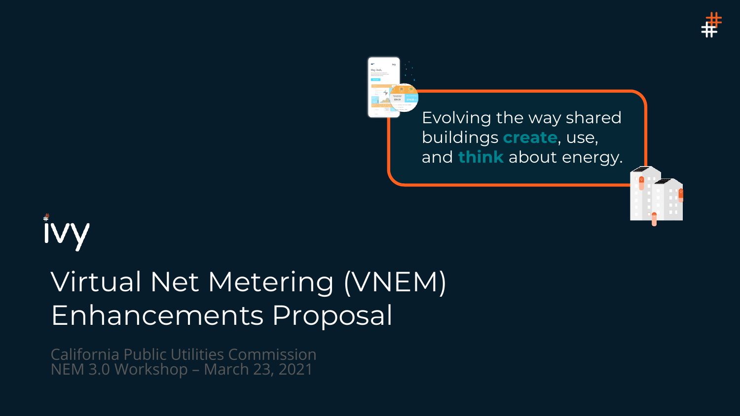Evolving the way shared buildings **create**, use, and **think** about energy.

ivy

# Virtual Net Metering (VNEM) Enhancements Proposal

California Public Utilities Commission
NEM 3.0 Workshop – March 23, 2021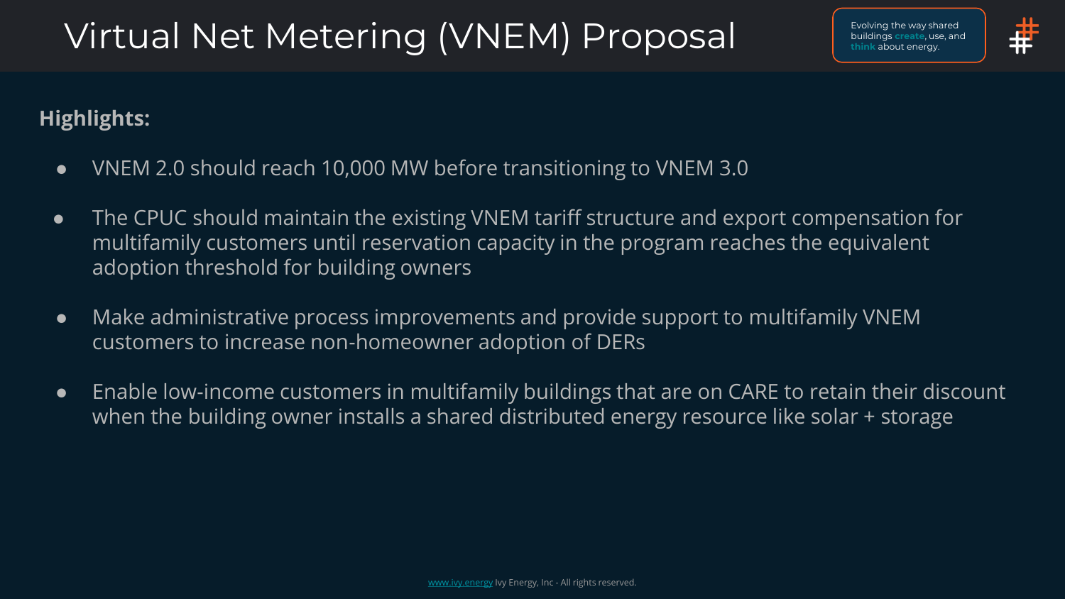# Virtual Net Metering (VNEM) Proposal

Evolving the way shared buildings **create**, use, and **think** about energy.

**Highlights:**

- VNEM 2.0 should reach 10,000 MW before transitioning to VNEM 3.0
- The CPUC should maintain the existing VNEM tariff structure and export compensation for multifamily customers until reservation capacity in the program reaches the equivalent adoption threshold for building owners
- Make administrative process improvements and provide support to multifamily VNEM customers to increase non-homeowner adoption of DERs
- Enable low-income customers in multifamily buildings that are on CARE to retain their discount when the building owner installs a shared distributed energy resource like solar + storage

www.ivy.energy Ivy Energy, Inc - All rights reserved.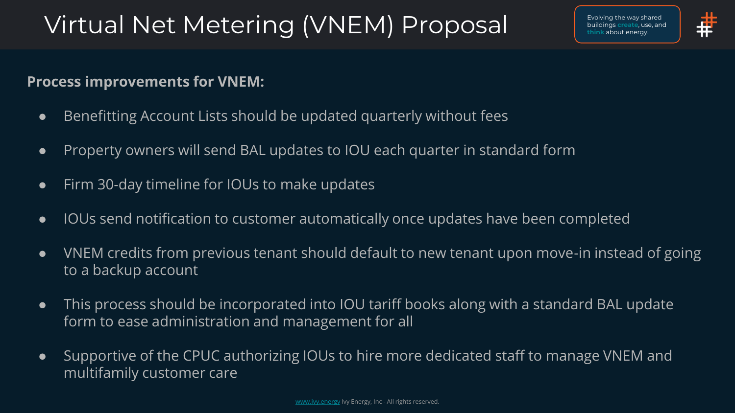# Virtual Net Metering (VNEM) Proposal

Evolving the way shared buildings **create**, use, and **think** about energy.

**Process improvements for VNEM:**

- Benefitting Account Lists should be updated quarterly without fees
- Property owners will send BAL updates to IOU each quarter in standard form
- Firm 30-day timeline for IOUs to make updates
- IOUs send notification to customer automatically once updates have been completed
- VNEM credits from previous tenant should default to new tenant upon move-in instead of going to a backup account
- This process should be incorporated into IOU tariff books along with a standard BAL update form to ease administration and management for all
- Supportive of the CPUC authorizing IOUs to hire more dedicated staff to manage VNEM and multifamily customer care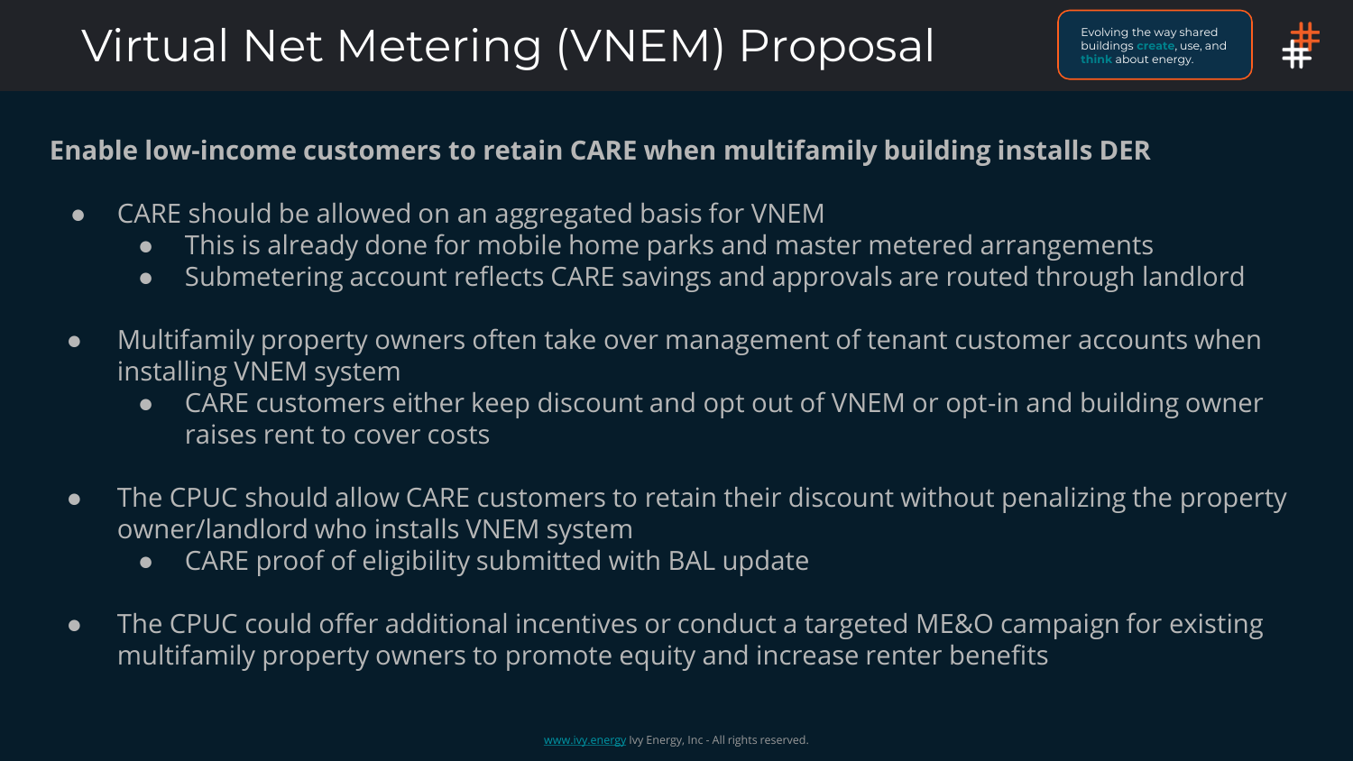# Virtual Net Metering (VNEM) Proposal

Evolving the way shared buildings **create**, use, and **think** about energy.

**Enable low-income customers to retain CARE when multifamily building installs DER**

- CARE should be allowed on an aggregated basis for VNEM
  - This is already done for mobile home parks and master metered arrangements
  - Submetering account reflects CARE savings and approvals are routed through landlord
- Multifamily property owners often take over management of tenant customer accounts when installing VNEM system
  - CARE customers either keep discount and opt out of VNEM or opt-in and building owner raises rent to cover costs
- The CPUC should allow CARE customers to retain their discount without penalizing the property owner/landlord who installs VNEM system
  - CARE proof of eligibility submitted with BAL update
- The CPUC could offer additional incentives or conduct a targeted ME&O campaign for existing multifamily property owners to promote equity and increase renter benefits

www.ivy.energy Ivy Energy, Inc - All rights reserved.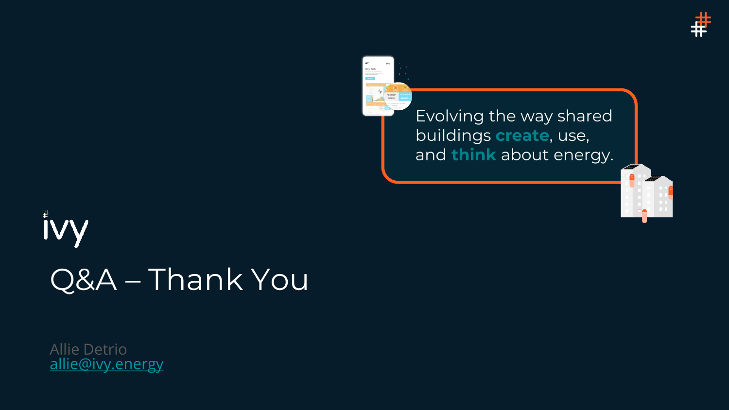Evolving the way shared buildings **create**, use, and **think** about energy.

ivy

# Q&A – Thank You

Allie Detrio
allie@ivy.energy